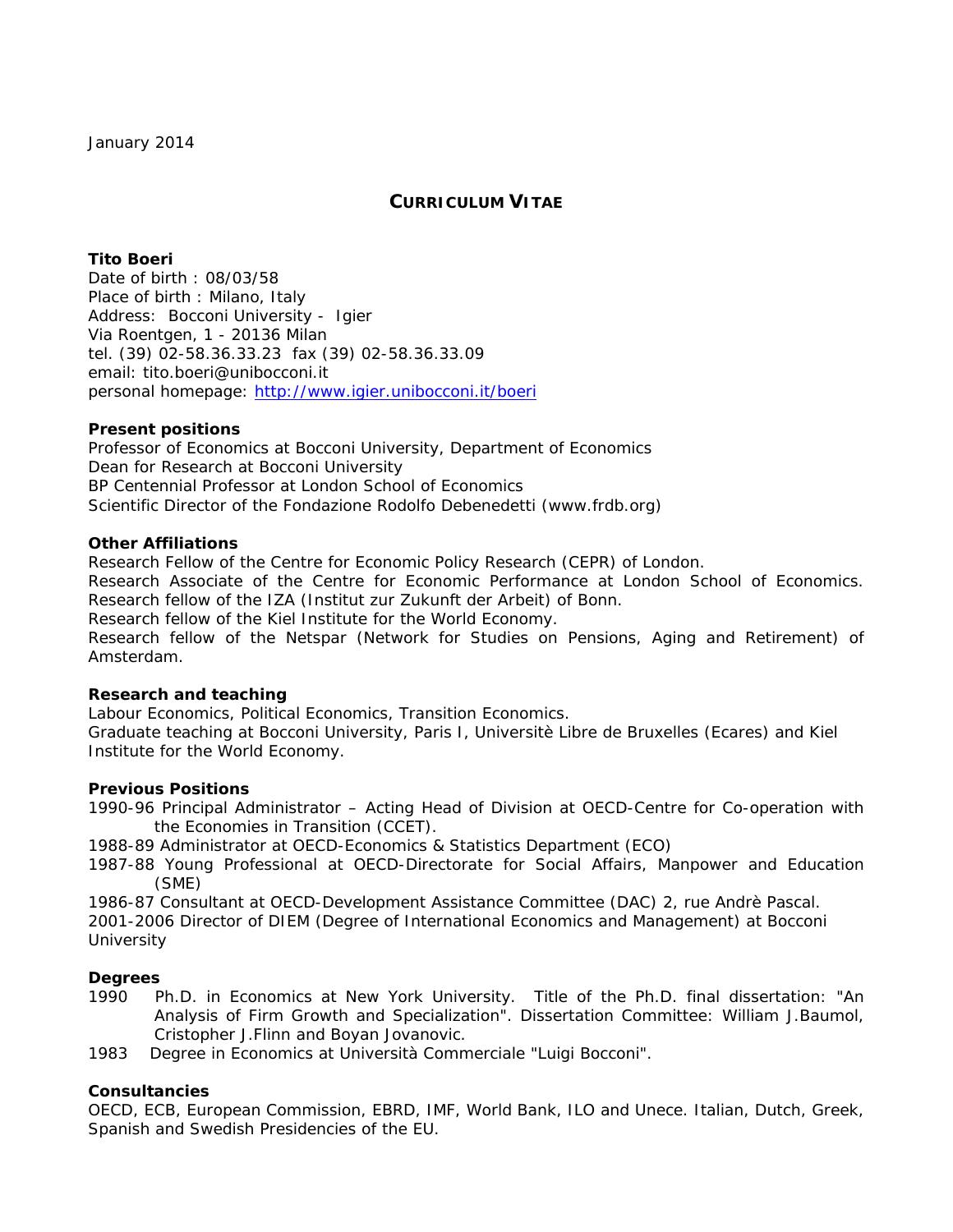January 2014

# CURRICULUM VITAE

**Tito Boeri**
Date of birth : 08/03/58
Place of birth : Milano, Italy
Address: Bocconi University - Igier
Via Roentgen, 1 - 20136 Milan
tel. (39) 02-58.36.33.23 fax (39) 02-58.36.33.09
email: tito.boeri@unibocconi.it
personal homepage: http://www.igier.unibocconi.it/boeri

**Present positions**
Professor of Economics at Bocconi University, Department of Economics
Dean for Research at Bocconi University
BP Centennial Professor at London School of Economics
Scientific Director of the Fondazione Rodolfo Debenedetti (www.frdb.org)

**Other Affiliations**
Research Fellow of the Centre for Economic Policy Research (CEPR) of London.
Research Associate of the Centre for Economic Performance at London School of Economics.
Research fellow of the IZA (Institut zur Zukunft der Arbeit) of Bonn.
Research fellow of the Kiel Institute for the World Economy.
Research fellow of the Netspar (Network for Studies on Pensions, Aging and Retirement) of Amsterdam.

**Research and teaching**
Labour Economics, Political Economics, Transition Economics.
Graduate teaching at Bocconi University, Paris I, Universitè Libre de Bruxelles (Ecares) and Kiel Institute for the World Economy.

**Previous Positions**
1990-96 Principal Administrator – Acting Head of Division at OECD-Centre for Co-operation with the Economies in Transition (CCET).
1988-89 Administrator at OECD-Economics & Statistics Department (ECO)
1987-88 Young Professional at OECD-Directorate for Social Affairs, Manpower and Education (SME)
1986-87 Consultant at OECD-Development Assistance Committee (DAC) 2, rue Andrè Pascal.
2001-2006 Director of DIEM (Degree of International Economics and Management) at Bocconi University

**Degrees**
1990 Ph.D. in Economics at New York University. Title of the Ph.D. final dissertation: "An Analysis of Firm Growth and Specialization". Dissertation Committee: William J.Baumol, Cristopher J.Flinn and Boyan Jovanovic.
1983 Degree in Economics at Università Commerciale "Luigi Bocconi".

**Consultancies**
OECD, ECB, European Commission, EBRD, IMF, World Bank, ILO and Unece. Italian, Dutch, Greek, Spanish and Swedish Presidencies of the EU.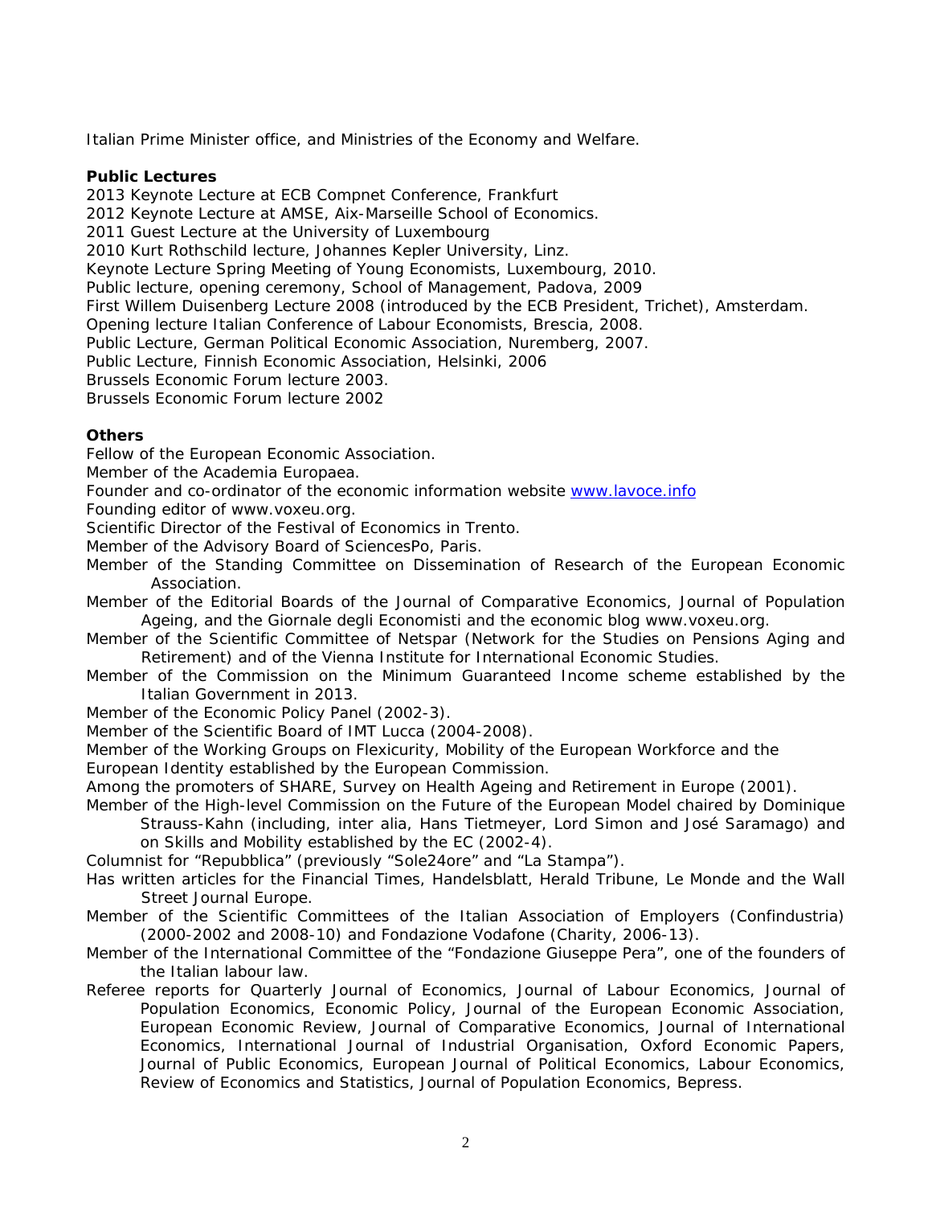Italian Prime Minister office, and Ministries of the Economy and Welfare.

**Public Lectures**

2013 Keynote Lecture at ECB Compnet Conference, Frankfurt
2012 Keynote Lecture at AMSE, Aix-Marseille School of Economics.
2011 Guest Lecture at the University of Luxembourg
2010 Kurt Rothschild lecture, Johannes Kepler University, Linz.
Keynote Lecture Spring Meeting of Young Economists, Luxembourg, 2010.
Public lecture, opening ceremony, School of Management, Padova, 2009
First Willem Duisenberg Lecture 2008 (introduced by the ECB President, Trichet), Amsterdam.
Opening lecture Italian Conference of Labour Economists, Brescia, 2008.
Public Lecture, German Political Economic Association, Nuremberg, 2007.
Public Lecture, Finnish Economic Association, Helsinki, 2006
Brussels Economic Forum lecture 2003.
Brussels Economic Forum lecture 2002

**Others**

Fellow of the European Economic Association.
Member of the Academia Europaea.
Founder and co-ordinator of the economic information website [www.lavoce.info](www.lavoce.info)
Founding editor of www.voxeu.org.
Scientific Director of the Festival of Economics in Trento.
Member of the Advisory Board of SciencesPo, Paris.
Member of the Standing Committee on Dissemination of Research of the European Economic Association.
Member of the Editorial Boards of the Journal of Comparative Economics, Journal of Population Ageing, and the Giornale degli Economisti and the economic blog www.voxeu.org.
Member of the Scientific Committee of Netspar (Network for the Studies on Pensions Aging and Retirement) and of the Vienna Institute for International Economic Studies.
Member of the Commission on the Minimum Guaranteed Income scheme established by the Italian Government in 2013.
Member of the Economic Policy Panel (2002-3).
Member of the Scientific Board of IMT Lucca (2004-2008).
Member of the Working Groups on Flexicurity, Mobility of the European Workforce and the European Identity established by the European Commission.
Among the promoters of SHARE, Survey on Health Ageing and Retirement in Europe (2001).
Member of the High-level Commission on the Future of the European Model chaired by Dominique Strauss-Kahn (including, inter alia, Hans Tietmeyer, Lord Simon and José Saramago) and on Skills and Mobility established by the EC (2002-4).
Columnist for "Repubblica" (previously "Sole24ore" and "La Stampa").
Has written articles for the Financial Times, Handelsblatt, Herald Tribune, Le Monde and the Wall Street Journal Europe.
Member of the Scientific Committees of the Italian Association of Employers (Confindustria) (2000-2002 and 2008-10) and Fondazione Vodafone (Charity, 2006-13).
Member of the International Committee of the "Fondazione Giuseppe Pera", one of the founders of the Italian labour law.
Referee reports for Quarterly Journal of Economics, Journal of Labour Economics, Journal of Population Economics, Economic Policy, Journal of the European Economic Association, European Economic Review, Journal of Comparative Economics, Journal of International Economics, International Journal of Industrial Organisation, Oxford Economic Papers, Journal of Public Economics, European Journal of Political Economics, Labour Economics, Review of Economics and Statistics, Journal of Population Economics, Bepress.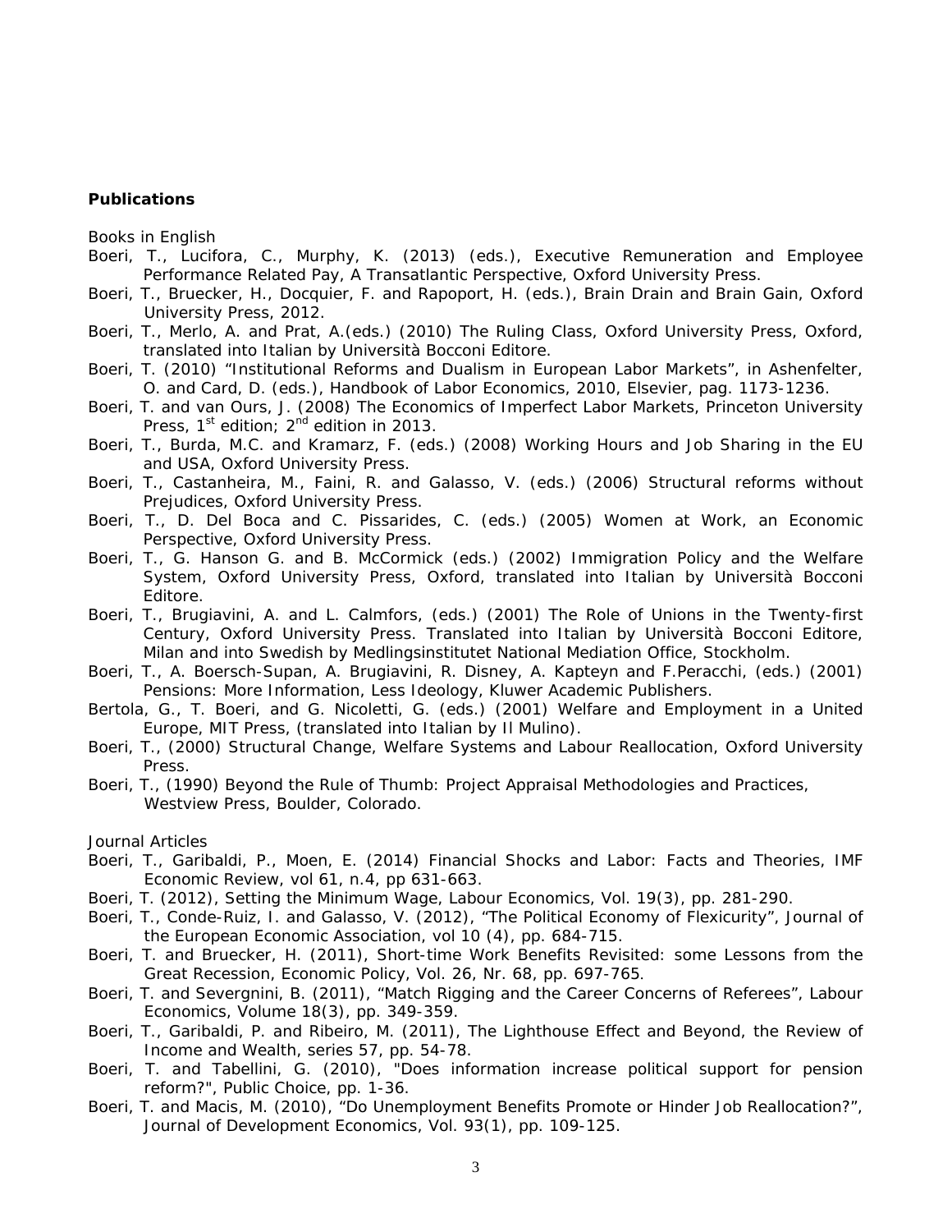**Publications**

Books in English

- Boeri, T., Lucifora, C., Murphy, K. (2013) (eds.), Executive Remuneration and Employee Performance Related Pay, A Transatlantic Perspective, Oxford University Press.
- Boeri, T., Bruecker, H., Docquier, F. and Rapoport, H. (eds.), Brain Drain and Brain Gain, Oxford University Press, 2012.
- Boeri, T., Merlo, A. and Prat, A.(eds.) (2010) The Ruling Class, Oxford University Press, Oxford, translated into Italian by Università Bocconi Editore.
- Boeri, T. (2010) "Institutional Reforms and Dualism in European Labor Markets", in Ashenfelter, O. and Card, D. (eds.), Handbook of Labor Economics, 2010, Elsevier, pag. 1173-1236.
- Boeri, T. and van Ours, J. (2008) The Economics of Imperfect Labor Markets, Princeton University Press, 1st edition; 2nd edition in 2013.
- Boeri, T., Burda, M.C. and Kramarz, F. (eds.) (2008) Working Hours and Job Sharing in the EU and USA, Oxford University Press.
- Boeri, T., Castanheira, M., Faini, R. and Galasso, V. (eds.) (2006) Structural reforms without Prejudices, Oxford University Press.
- Boeri, T., D. Del Boca and C. Pissarides, C. (eds.) (2005) Women at Work, an Economic Perspective, Oxford University Press.
- Boeri, T., G. Hanson G. and B. McCormick (eds.) (2002) Immigration Policy and the Welfare System, Oxford University Press, Oxford, translated into Italian by Università Bocconi Editore.
- Boeri, T., Brugiavini, A. and L. Calmfors, (eds.) (2001) The Role of Unions in the Twenty-first Century, Oxford University Press. Translated into Italian by Università Bocconi Editore, Milan and into Swedish by Medlingsinstitutet National Mediation Office, Stockholm.
- Boeri, T., A. Boersch-Supan, A. Brugiavini, R. Disney, A. Kapteyn and F.Peracchi, (eds.) (2001) Pensions: More Information, Less Ideology, Kluwer Academic Publishers.
- Bertola, G., T. Boeri, and G. Nicoletti, G. (eds.) (2001) Welfare and Employment in a United Europe, MIT Press, (translated into Italian by Il Mulino).
- Boeri, T., (2000) Structural Change, Welfare Systems and Labour Reallocation, Oxford University Press.
- Boeri, T., (1990) Beyond the Rule of Thumb: Project Appraisal Methodologies and Practices, Westview Press, Boulder, Colorado.

Journal Articles

- Boeri, T., Garibaldi, P., Moen, E. (2014) Financial Shocks and Labor: Facts and Theories, IMF Economic Review, vol 61, n.4, pp 631-663.
- Boeri, T. (2012), Setting the Minimum Wage, Labour Economics, Vol. 19(3), pp. 281-290.
- Boeri, T., Conde-Ruiz, I. and Galasso, V. (2012), "The Political Economy of Flexicurity", Journal of the European Economic Association, vol 10 (4), pp. 684-715.
- Boeri, T. and Bruecker, H. (2011), Short-time Work Benefits Revisited: some Lessons from the Great Recession, Economic Policy, Vol. 26, Nr. 68, pp. 697-765.
- Boeri, T. and Severgnini, B. (2011), "Match Rigging and the Career Concerns of Referees", Labour Economics, Volume 18(3), pp. 349-359.
- Boeri, T., Garibaldi, P. and Ribeiro, M. (2011), The Lighthouse Effect and Beyond, the Review of Income and Wealth, series 57, pp. 54-78.
- Boeri, T. and Tabellini, G. (2010), "Does information increase political support for pension reform?", Public Choice, pp. 1-36.
- Boeri, T. and Macis, M. (2010), "Do Unemployment Benefits Promote or Hinder Job Reallocation?", Journal of Development Economics, Vol. 93(1), pp. 109-125.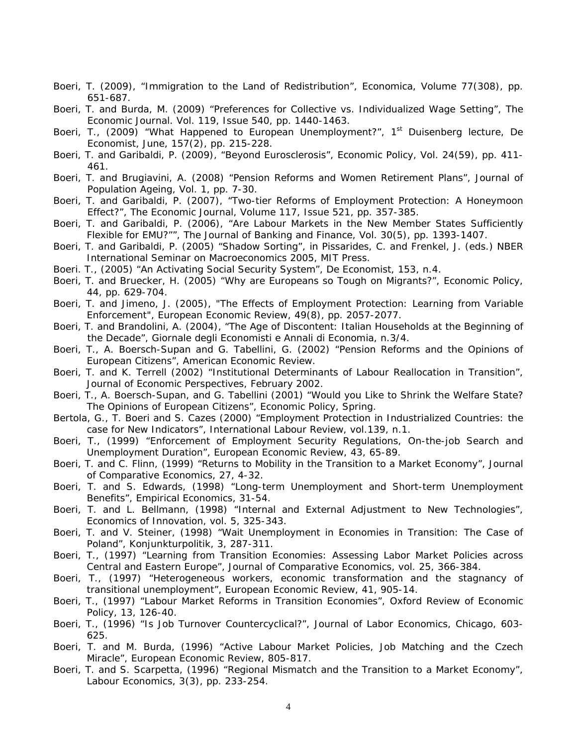Boeri, T. (2009), “Immigration to the Land of Redistribution”, Economica, Volume 77(308), pp. 651-687.

Boeri, T. and Burda, M. (2009) “Preferences for Collective vs. Individualized Wage Setting”, The Economic Journal. Vol. 119, Issue 540, pp. 1440-1463.

Boeri, T., (2009) “What Happened to European Unemployment?”, 1st Duisenberg lecture, De Economist, June, 157(2), pp. 215-228.

Boeri, T. and Garibaldi, P. (2009), “Beyond Eurosclerosis”, Economic Policy, Vol. 24(59), pp. 411-461.

Boeri, T. and Brugiavini, A. (2008) “Pension Reforms and Women Retirement Plans”, Journal of Population Ageing, Vol. 1, pp. 7-30.

Boeri, T. and Garibaldi, P. (2007), “Two-tier Reforms of Employment Protection: A Honeymoon Effect?”, The Economic Journal, Volume 117, Issue 521, pp. 357-385.

Boeri, T. and Garibaldi, P. (2006), “Are Labour Markets in the New Member States Sufficiently Flexible for EMU?””, The Journal of Banking and Finance, Vol. 30(5), pp. 1393-1407.

Boeri, T. and Garibaldi, P. (2005) “Shadow Sorting”, in Pissarides, C. and Frenkel, J. (eds.) NBER International Seminar on Macroeconomics 2005, MIT Press.

Boeri. T., (2005) “An Activating Social Security System”, De Economist, 153, n.4.

Boeri, T. and Bruecker, H. (2005) “Why are Europeans so Tough on Migrants?”, Economic Policy, 44, pp. 629-704.

Boeri, T. and Jimeno, J. (2005), "The Effects of Employment Protection: Learning from Variable Enforcement", European Economic Review, 49(8), pp. 2057-2077.

Boeri, T. and Brandolini, A. (2004), “The Age of Discontent: Italian Households at the Beginning of the Decade”, Giornale degli Economisti e Annali di Economia, n.3/4.

Boeri, T., A. Boersch-Supan and G. Tabellini, G. (2002) “Pension Reforms and the Opinions of European Citizens”, American Economic Review.

Boeri, T. and K. Terrell (2002) “Institutional Determinants of Labour Reallocation in Transition”, Journal of Economic Perspectives, February 2002.

Boeri, T., A. Boersch-Supan, and G. Tabellini (2001) “Would you Like to Shrink the Welfare State? The Opinions of European Citizens”, Economic Policy, Spring.

Bertola, G., T. Boeri and S. Cazes (2000) “Employment Protection in Industrialized Countries: the case for New Indicators”, International Labour Review, vol.139, n.1.

Boeri, T., (1999) “Enforcement of Employment Security Regulations, On-the-job Search and Unemployment Duration”, European Economic Review, 43, 65-89.

Boeri, T. and C. Flinn, (1999) “Returns to Mobility in the Transition to a Market Economy”, Journal of Comparative Economics, 27, 4-32.

Boeri, T. and S. Edwards, (1998) “Long-term Unemployment and Short-term Unemployment Benefits”, Empirical Economics, 31-54.

Boeri, T. and L. Bellmann, (1998) “Internal and External Adjustment to New Technologies”, Economics of Innovation, vol. 5, 325-343.

Boeri, T. and V. Steiner, (1998) “Wait Unemployment in Economies in Transition: The Case of Poland”, Konjunkturpolitik, 3, 287-311.

Boeri, T., (1997) “Learning from Transition Economies: Assessing Labor Market Policies across Central and Eastern Europe”, Journal of Comparative Economics, vol. 25, 366-384.

Boeri, T., (1997) “Heterogeneous workers, economic transformation and the stagnancy of transitional unemployment”, European Economic Review, 41, 905-14.

Boeri, T., (1997) “Labour Market Reforms in Transition Economies”, Oxford Review of Economic Policy, 13, 126-40.

Boeri, T., (1996) “Is Job Turnover Countercyclical?”, Journal of Labor Economics, Chicago, 603-625.

Boeri, T. and M. Burda, (1996) “Active Labour Market Policies, Job Matching and the Czech Miracle”, European Economic Review, 805-817.

Boeri, T. and S. Scarpetta, (1996) “Regional Mismatch and the Transition to a Market Economy”, Labour Economics, 3(3), pp. 233-254.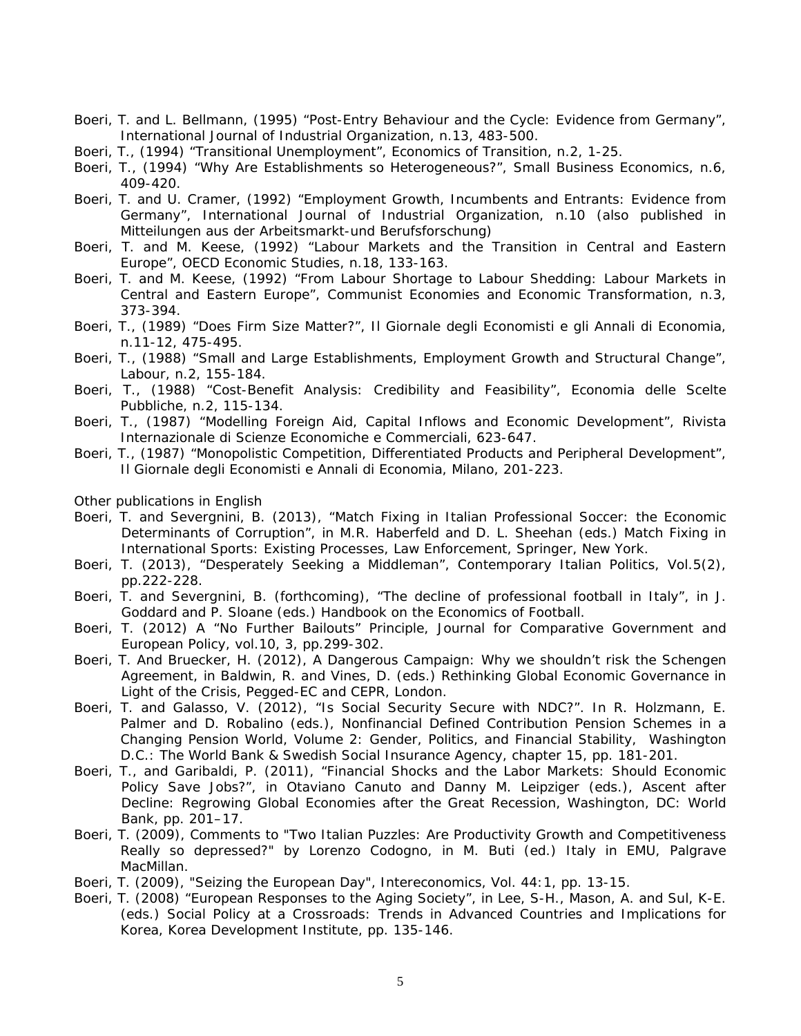Boeri, T. and L. Bellmann, (1995) "Post-Entry Behaviour and the Cycle: Evidence from Germany", International Journal of Industrial Organization, n.13, 483-500.

Boeri, T., (1994) "Transitional Unemployment", Economics of Transition, n.2, 1-25.

Boeri, T., (1994) "Why Are Establishments so Heterogeneous?", Small Business Economics, n.6, 409-420.

Boeri, T. and U. Cramer, (1992) "Employment Growth, Incumbents and Entrants: Evidence from Germany", International Journal of Industrial Organization, n.10 (also published in Mitteilungen aus der Arbeitsmarkt-und Berufsforschung)

Boeri, T. and M. Keese, (1992) "Labour Markets and the Transition in Central and Eastern Europe", OECD Economic Studies, n.18, 133-163.

Boeri, T. and M. Keese, (1992) "From Labour Shortage to Labour Shedding: Labour Markets in Central and Eastern Europe", Communist Economies and Economic Transformation, n.3, 373-394.

Boeri, T., (1989) "Does Firm Size Matter?", Il Giornale degli Economisti e gli Annali di Economia, n.11-12, 475-495.

Boeri, T., (1988) "Small and Large Establishments, Employment Growth and Structural Change", Labour, n.2, 155-184.

Boeri, T., (1988) "Cost-Benefit Analysis: Credibility and Feasibility", Economia delle Scelte Pubbliche, n.2, 115-134.

Boeri, T., (1987) "Modelling Foreign Aid, Capital Inflows and Economic Development", Rivista Internazionale di Scienze Economiche e Commerciali, 623-647.

Boeri, T., (1987) "Monopolistic Competition, Differentiated Products and Peripheral Development", Il Giornale degli Economisti e Annali di Economia, Milano, 201-223.

Other publications in English

Boeri, T. and Severgnini, B. (2013), "Match Fixing in Italian Professional Soccer: the Economic Determinants of Corruption", in M.R. Haberfeld and D. L. Sheehan (eds.) Match Fixing in International Sports: Existing Processes, Law Enforcement, Springer, New York.

Boeri, T. (2013), "Desperately Seeking a Middleman", Contemporary Italian Politics, Vol.5(2), pp.222-228.

Boeri, T. and Severgnini, B. (forthcoming), "The decline of professional football in Italy", in J. Goddard and P. Sloane (eds.) Handbook on the Economics of Football.

Boeri, T. (2012) A "No Further Bailouts" Principle, Journal for Comparative Government and European Policy, vol.10, 3, pp.299-302.

Boeri, T. And Bruecker, H. (2012), A Dangerous Campaign: Why we shouldn't risk the Schengen Agreement, in Baldwin, R. and Vines, D. (eds.) Rethinking Global Economic Governance in Light of the Crisis, Pegged-EC and CEPR, London.

Boeri, T. and Galasso, V. (2012), "Is Social Security Secure with NDC?". In R. Holzmann, E. Palmer and D. Robalino (eds.), Nonfinancial Defined Contribution Pension Schemes in a Changing Pension World, Volume 2: Gender, Politics, and Financial Stability, Washington D.C.: The World Bank & Swedish Social Insurance Agency, chapter 15, pp. 181-201.

Boeri, T., and Garibaldi, P. (2011), "Financial Shocks and the Labor Markets: Should Economic Policy Save Jobs?", in Otaviano Canuto and Danny M. Leipziger (eds.), Ascent after Decline: Regrowing Global Economies after the Great Recession, Washington, DC: World Bank, pp. 201–17.

Boeri, T. (2009), Comments to "Two Italian Puzzles: Are Productivity Growth and Competitiveness Really so depressed?" by Lorenzo Codogno, in M. Buti (ed.) Italy in EMU, Palgrave MacMillan.

Boeri, T. (2009), "Seizing the European Day", Intereconomics, Vol. 44:1, pp. 13-15.

Boeri, T. (2008) "European Responses to the Aging Society", in Lee, S-H., Mason, A. and Sul, K-E. (eds.) Social Policy at a Crossroads: Trends in Advanced Countries and Implications for Korea, Korea Development Institute, pp. 135-146.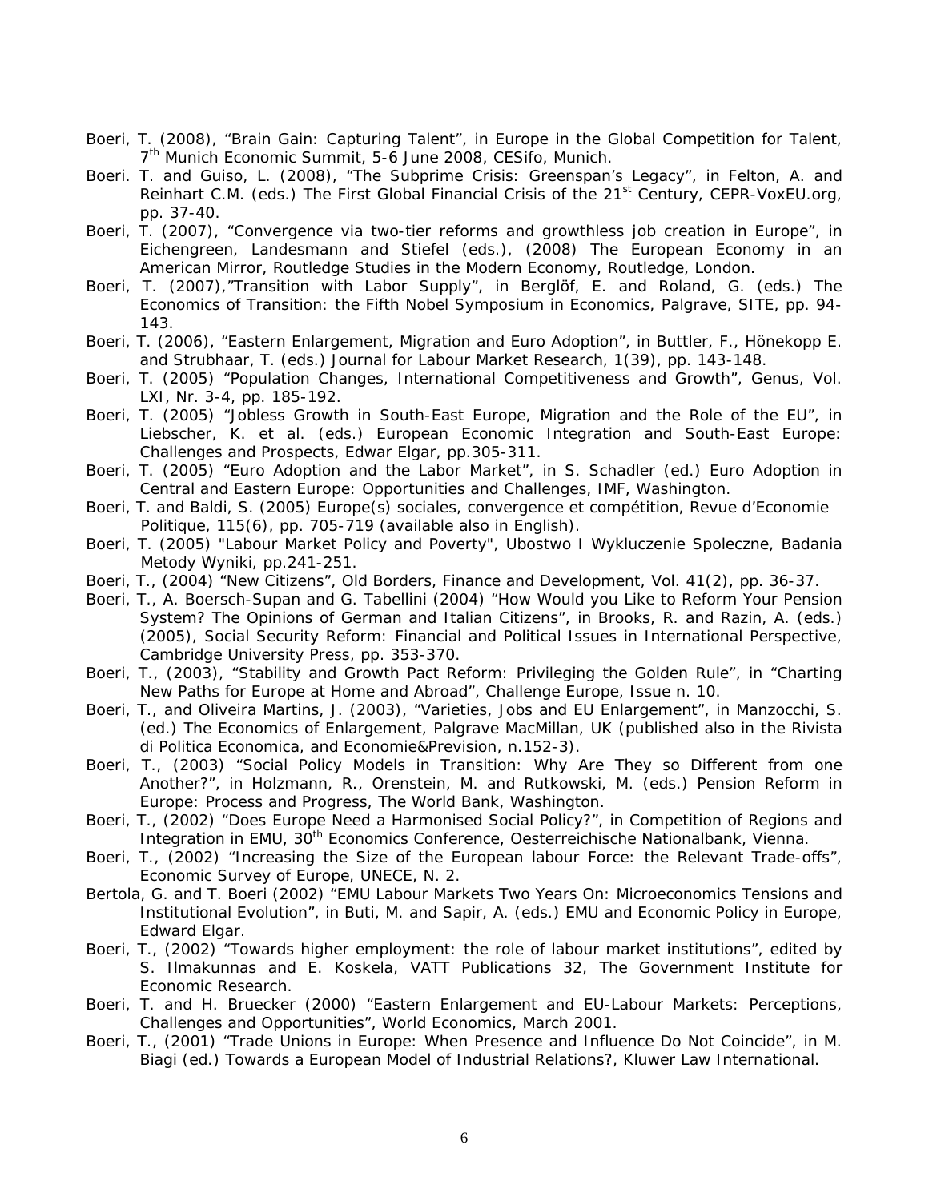Boeri, T. (2008), "Brain Gain: Capturing Talent", in Europe in the Global Competition for Talent, 7th Munich Economic Summit, 5-6 June 2008, CESifo, Munich.

Boeri. T. and Guiso, L. (2008), "The Subprime Crisis: Greenspan's Legacy", in Felton, A. and Reinhart C.M. (eds.) The First Global Financial Crisis of the 21st Century, CEPR-VoxEU.org, pp. 37-40.

Boeri, T. (2007), "Convergence via two-tier reforms and growthless job creation in Europe", in Eichengreen, Landesmann and Stiefel (eds.), (2008) The European Economy in an American Mirror, Routledge Studies in the Modern Economy, Routledge, London.

Boeri, T. (2007),"Transition with Labor Supply", in Berglöf, E. and Roland, G. (eds.) The Economics of Transition: the Fifth Nobel Symposium in Economics, Palgrave, SITE, pp. 94-143.

Boeri, T. (2006), "Eastern Enlargement, Migration and Euro Adoption", in Buttler, F., Hönekopp E. and Strubhaar, T. (eds.) Journal for Labour Market Research, 1(39), pp. 143-148.

Boeri, T. (2005) "Population Changes, International Competitiveness and Growth", Genus, Vol. LXI, Nr. 3-4, pp. 185-192.

Boeri, T. (2005) "Jobless Growth in South-East Europe, Migration and the Role of the EU", in Liebscher, K. et al. (eds.) European Economic Integration and South-East Europe: Challenges and Prospects, Edwar Elgar, pp.305-311.

Boeri, T. (2005) "Euro Adoption and the Labor Market", in S. Schadler (ed.) Euro Adoption in Central and Eastern Europe: Opportunities and Challenges, IMF, Washington.

Boeri, T. and Baldi, S. (2005) Europe(s) sociales, convergence et compétition, Revue d'Economie Politique, 115(6), pp. 705-719 (available also in English).

Boeri, T. (2005) "Labour Market Policy and Poverty", Ubostwo I Wykluczenie Spoleczne, Badania Metody Wyniki, pp.241-251.

Boeri, T., (2004) "New Citizens", Old Borders, Finance and Development, Vol. 41(2), pp. 36-37.

Boeri, T., A. Boersch-Supan and G. Tabellini (2004) "How Would you Like to Reform Your Pension System? The Opinions of German and Italian Citizens", in Brooks, R. and Razin, A. (eds.) (2005), Social Security Reform: Financial and Political Issues in International Perspective, Cambridge University Press, pp. 353-370.

Boeri, T., (2003), "Stability and Growth Pact Reform: Privileging the Golden Rule", in "Charting New Paths for Europe at Home and Abroad", Challenge Europe, Issue n. 10.

Boeri, T., and Oliveira Martins, J. (2003), "Varieties, Jobs and EU Enlargement", in Manzocchi, S. (ed.) The Economics of Enlargement, Palgrave MacMillan, UK (published also in the Rivista di Politica Economica, and Economie&Prevision, n.152-3).

Boeri, T., (2003) "Social Policy Models in Transition: Why Are They so Different from one Another?", in Holzmann, R., Orenstein, M. and Rutkowski, M. (eds.) Pension Reform in Europe: Process and Progress, The World Bank, Washington.

Boeri, T., (2002) "Does Europe Need a Harmonised Social Policy?", in Competition of Regions and Integration in EMU, 30th Economics Conference, Oesterreichische Nationalbank, Vienna.

Boeri, T., (2002) "Increasing the Size of the European labour Force: the Relevant Trade-offs", Economic Survey of Europe, UNECE, N. 2.

Bertola, G. and T. Boeri (2002) "EMU Labour Markets Two Years On: Microeconomics Tensions and Institutional Evolution", in Buti, M. and Sapir, A. (eds.) EMU and Economic Policy in Europe, Edward Elgar.

Boeri, T., (2002) "Towards higher employment: the role of labour market institutions", edited by S. Ilmakunnas and E. Koskela, VATT Publications 32, The Government Institute for Economic Research.

Boeri, T. and H. Bruecker (2000) "Eastern Enlargement and EU-Labour Markets: Perceptions, Challenges and Opportunities", World Economics, March 2001.

Boeri, T., (2001) "Trade Unions in Europe: When Presence and Influence Do Not Coincide", in M. Biagi (ed.) Towards a European Model of Industrial Relations?, Kluwer Law International.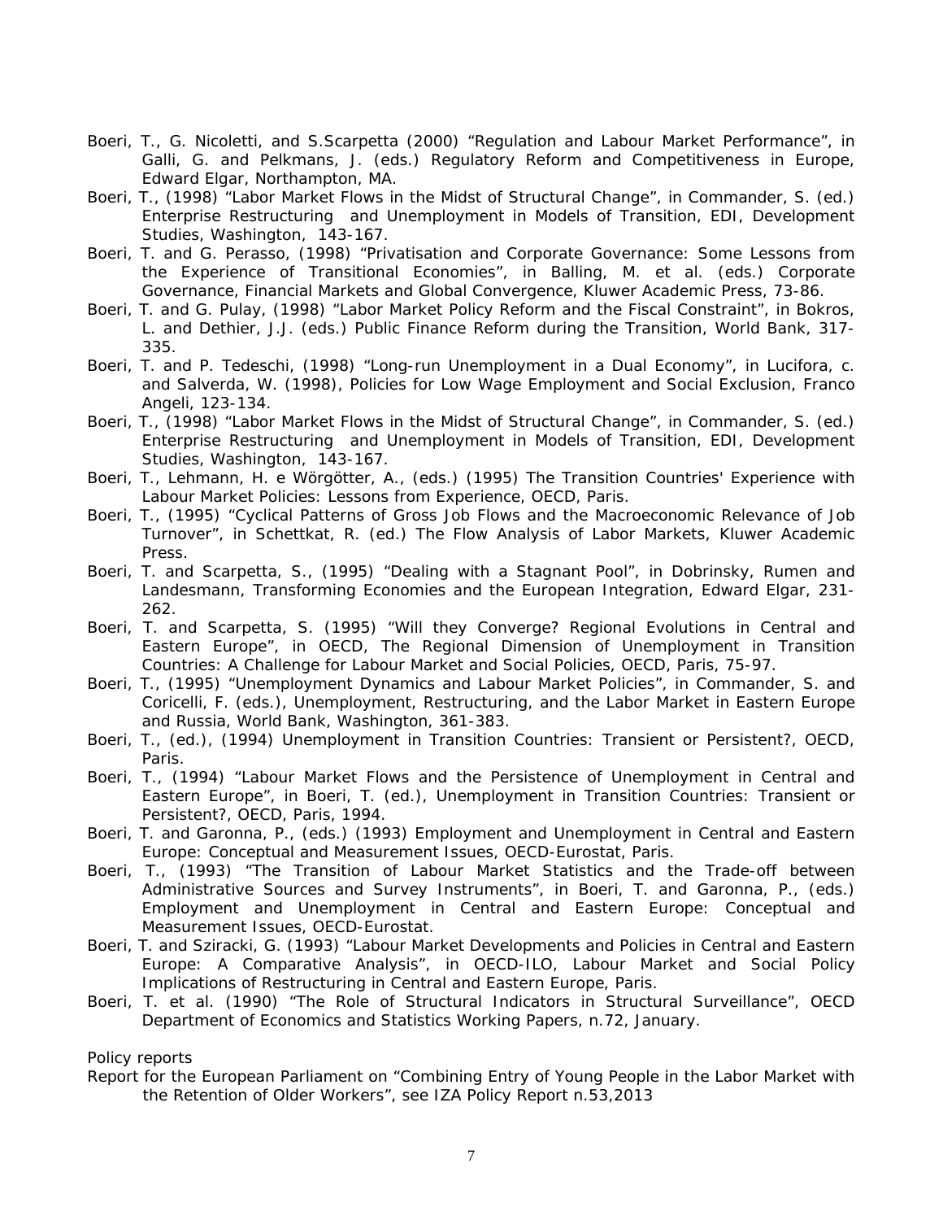- Boeri, T., G. Nicoletti, and S.Scarpetta (2000) "Regulation and Labour Market Performance", in Galli, G. and Pelkmans, J. (eds.) Regulatory Reform and Competitiveness in Europe, Edward Elgar, Northampton, MA.
- Boeri, T., (1998) "Labor Market Flows in the Midst of Structural Change", in Commander, S. (ed.) Enterprise Restructuring and Unemployment in Models of Transition, EDI, Development Studies, Washington, 143-167.
- Boeri, T. and G. Perasso, (1998) "Privatisation and Corporate Governance: Some Lessons from the Experience of Transitional Economies", in Balling, M. et al. (eds.) Corporate Governance, Financial Markets and Global Convergence, Kluwer Academic Press, 73-86.
- Boeri, T. and G. Pulay, (1998) "Labor Market Policy Reform and the Fiscal Constraint", in Bokros, L. and Dethier, J.J. (eds.) Public Finance Reform during the Transition, World Bank, 317-335.
- Boeri, T. and P. Tedeschi, (1998) "Long-run Unemployment in a Dual Economy", in Lucifora, c. and Salverda, W. (1998), Policies for Low Wage Employment and Social Exclusion, Franco Angeli, 123-134.
- Boeri, T., (1998) "Labor Market Flows in the Midst of Structural Change", in Commander, S. (ed.) Enterprise Restructuring and Unemployment in Models of Transition, EDI, Development Studies, Washington, 143-167.
- Boeri, T., Lehmann, H. e Wörgötter, A., (eds.) (1995) The Transition Countries' Experience with Labour Market Policies: Lessons from Experience, OECD, Paris.
- Boeri, T., (1995) "Cyclical Patterns of Gross Job Flows and the Macroeconomic Relevance of Job Turnover", in Schettkat, R. (ed.) The Flow Analysis of Labor Markets, Kluwer Academic Press.
- Boeri, T. and Scarpetta, S., (1995) "Dealing with a Stagnant Pool", in Dobrinsky, Rumen and Landesmann, Transforming Economies and the European Integration, Edward Elgar, 231-262.
- Boeri, T. and Scarpetta, S. (1995) "Will they Converge? Regional Evolutions in Central and Eastern Europe", in OECD, The Regional Dimension of Unemployment in Transition Countries: A Challenge for Labour Market and Social Policies, OECD, Paris, 75-97.
- Boeri, T., (1995) "Unemployment Dynamics and Labour Market Policies", in Commander, S. and Coricelli, F. (eds.), Unemployment, Restructuring, and the Labor Market in Eastern Europe and Russia, World Bank, Washington, 361-383.
- Boeri, T., (ed.), (1994) Unemployment in Transition Countries: Transient or Persistent?, OECD, Paris.
- Boeri, T., (1994) "Labour Market Flows and the Persistence of Unemployment in Central and Eastern Europe", in Boeri, T. (ed.), Unemployment in Transition Countries: Transient or Persistent?, OECD, Paris, 1994.
- Boeri, T. and Garonna, P., (eds.) (1993) Employment and Unemployment in Central and Eastern Europe: Conceptual and Measurement Issues, OECD-Eurostat, Paris.
- Boeri, T., (1993) "The Transition of Labour Market Statistics and the Trade-off between Administrative Sources and Survey Instruments", in Boeri, T. and Garonna, P., (eds.) Employment and Unemployment in Central and Eastern Europe: Conceptual and Measurement Issues, OECD-Eurostat.
- Boeri, T. and Sziracki, G. (1993) "Labour Market Developments and Policies in Central and Eastern Europe: A Comparative Analysis", in OECD-ILO, Labour Market and Social Policy Implications of Restructuring in Central and Eastern Europe, Paris.
- Boeri, T. et al. (1990) "The Role of Structural Indicators in Structural Surveillance", OECD Department of Economics and Statistics Working Papers, n.72, January.

Policy reports

- Report for the European Parliament on "Combining Entry of Young People in the Labor Market with the Retention of Older Workers", see IZA Policy Report n.53,2013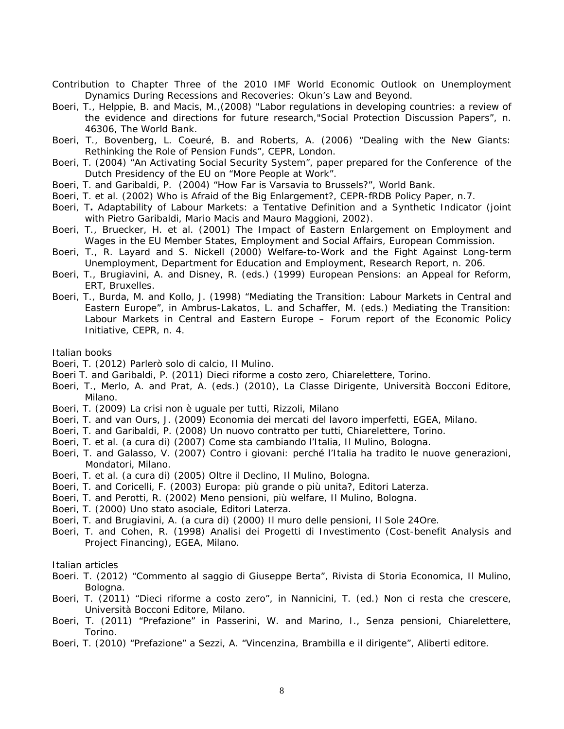Contribution to Chapter Three of the 2010 IMF World Economic Outlook on Unemployment Dynamics During Recessions and Recoveries: Okun's Law and Beyond.

Boeri, T., Helppie, B. and Macis, M.,(2008) "Labor regulations in developing countries: a review of the evidence and directions for future research,"Social Protection Discussion Papers", n. 46306, The World Bank.

Boeri, T., Bovenberg, L. Coeuré, B. and Roberts, A. (2006) "Dealing with the New Giants: Rethinking the Role of Pension Funds", CEPR, London.

Boeri, T. (2004) "An Activating Social Security System", paper prepared for the Conference of the Dutch Presidency of the EU on "More People at Work".

Boeri, T. and Garibaldi, P. (2004) "How Far is Varsavia to Brussels?", World Bank.

Boeri, T. et al. (2002) Who is Afraid of the Big Enlargement?, CEPR-fRDB Policy Paper, n.7.

Boeri, T**.** Adaptability of Labour Markets: a Tentative Definition and a Synthetic Indicator (joint with Pietro Garibaldi, Mario Macis and Mauro Maggioni, 2002).

Boeri, T., Bruecker, H. et al. (2001) The Impact of Eastern Enlargement on Employment and Wages in the EU Member States, Employment and Social Affairs, European Commission.

Boeri, T., R. Layard and S. Nickell (2000) Welfare-to-Work and the Fight Against Long-term Unemployment, Department for Education and Employment, Research Report, n. 206.

Boeri, T., Brugiavini, A. and Disney, R. (eds.) (1999) European Pensions: an Appeal for Reform, ERT, Bruxelles.

Boeri, T., Burda, M. and Kollo, J. (1998) "Mediating the Transition: Labour Markets in Central and Eastern Europe", in Ambrus-Lakatos, L. and Schaffer, M. (eds.) Mediating the Transition: Labour Markets in Central and Eastern Europe – Forum report of the Economic Policy Initiative, CEPR, n. 4.

Italian books

Boeri, T. (2012) Parlerò solo di calcio, Il Mulino.

Boeri T. and Garibaldi, P. (2011) Dieci riforme a costo zero, Chiarelettere, Torino.

Boeri, T., Merlo, A. and Prat, A. (eds.) (2010), La Classe Dirigente, Università Bocconi Editore, Milano.

Boeri, T. (2009) La crisi non è uguale per tutti, Rizzoli, Milano

Boeri, T. and van Ours, J. (2009) Economia dei mercati del lavoro imperfetti, EGEA, Milano.

Boeri, T. and Garibaldi, P. (2008) Un nuovo contratto per tutti, Chiarelettere, Torino.

Boeri, T. et al. (a cura di) (2007) Come sta cambiando l'Italia, Il Mulino, Bologna.

Boeri, T. and Galasso, V. (2007) Contro i giovani: perché l'Italia ha tradito le nuove generazioni, Mondatori, Milano.

Boeri, T. et al. (a cura di) (2005) Oltre il Declino, Il Mulino, Bologna.

Boeri, T. and Coricelli, F. (2003) Europa: più grande o più unita?, Editori Laterza.

Boeri, T. and Perotti, R. (2002) Meno pensioni, più welfare, Il Mulino, Bologna.

Boeri, T. (2000) Uno stato asociale, Editori Laterza.

Boeri, T. and Brugiavini, A. (a cura di) (2000) Il muro delle pensioni, Il Sole 24Ore.

Boeri, T. and Cohen, R. (1998) Analisi dei Progetti di Investimento (Cost-benefit Analysis and Project Financing), EGEA, Milano.

Italian articles

Boeri. T. (2012) "Commento al saggio di Giuseppe Berta", Rivista di Storia Economica, Il Mulino, Bologna.

Boeri, T. (2011) "Dieci riforme a costo zero", in Nannicini, T. (ed.) Non ci resta che crescere, Università Bocconi Editore, Milano.

Boeri, T. (2011) "Prefazione" in Passerini, W. and Marino, I., Senza pensioni, Chiarelettere, Torino.

Boeri, T. (2010) "Prefazione" a Sezzi, A. "Vincenzina, Brambilla e il dirigente", Aliberti editore.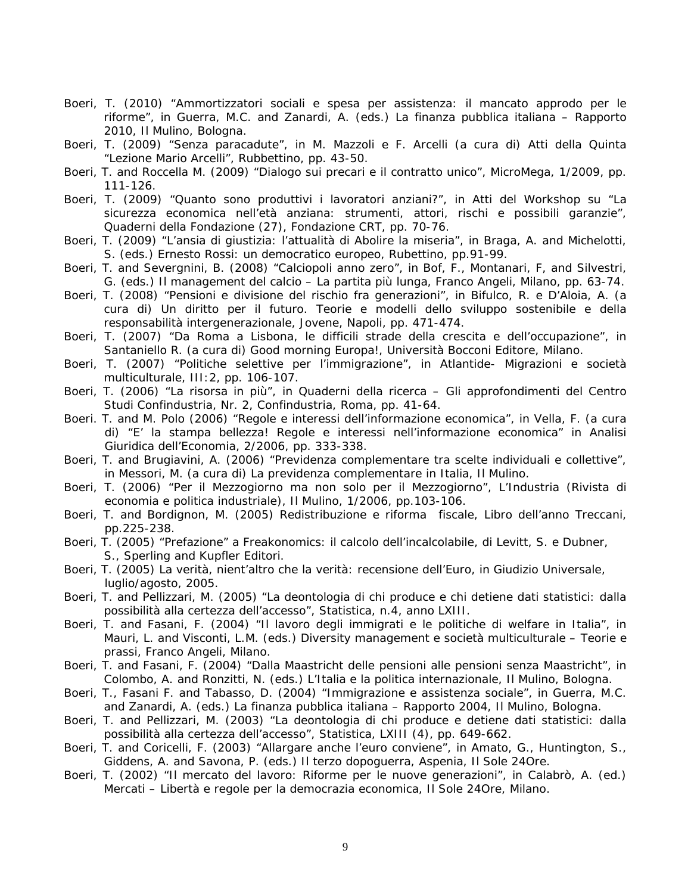Boeri, T. (2010) "Ammortizzatori sociali e spesa per assistenza: il mancato approdo per le riforme", in Guerra, M.C. and Zanardi, A. (eds.) La finanza pubblica italiana – Rapporto 2010, Il Mulino, Bologna.

Boeri, T. (2009) "Senza paracadute", in M. Mazzoli e F. Arcelli (a cura di) Atti della Quinta "Lezione Mario Arcelli", Rubbettino, pp. 43-50.

Boeri, T. and Roccella M. (2009) "Dialogo sui precari e il contratto unico", MicroMega, 1/2009, pp. 111-126.

Boeri, T. (2009) "Quanto sono produttivi i lavoratori anziani?", in Atti del Workshop su "La sicurezza economica nell'età anziana: strumenti, attori, rischi e possibili garanzie", Quaderni della Fondazione (27), Fondazione CRT, pp. 70-76.

Boeri, T. (2009) "L'ansia di giustizia: l'attualità di Abolire la miseria", in Braga, A. and Michelotti, S. (eds.) Ernesto Rossi: un democratico europeo, Rubbettino, pp.91-99.

Boeri, T. and Severgnini, B. (2008) "Calciopoli anno zero", in Bof, F., Montanari, F, and Silvestri, G. (eds.) Il management del calcio – La partita più lunga, Franco Angeli, Milano, pp. 63-74.

Boeri, T. (2008) "Pensioni e divisione del rischio fra generazioni", in Bifulco, R. e D'Aloia, A. (a cura di) Un diritto per il futuro. Teorie e modelli dello sviluppo sostenibile e della responsabilità intergenerazionale, Jovene, Napoli, pp. 471-474.

Boeri, T. (2007) "Da Roma a Lisbona, le difficili strade della crescita e dell'occupazione", in Santaniello R. (a cura di) Good morning Europa!, Università Bocconi Editore, Milano.

Boeri, T. (2007) "Politiche selettive per l'immigrazione", in Atlantide- Migrazioni e società multiculturale, III:2, pp. 106-107.

Boeri, T. (2006) "La risorsa in più", in Quaderni della ricerca – Gli approfondimenti del Centro Studi Confindustria, Nr. 2, Confindustria, Roma, pp. 41-64.

Boeri. T. and M. Polo (2006) "Regole e interessi dell'informazione economica", in Vella, F. (a cura di) "E' la stampa bellezza! Regole e interessi nell'informazione economica" in Analisi Giuridica dell'Economia, 2/2006, pp. 333-338.

Boeri, T. and Brugiavini, A. (2006) "Previdenza complementare tra scelte individuali e collettive", in Messori, M. (a cura di) La previdenza complementare in Italia, Il Mulino.

Boeri, T. (2006) "Per il Mezzogiorno ma non solo per il Mezzogiorno", L'Industria (Rivista di economia e politica industriale), Il Mulino, 1/2006, pp.103-106.

Boeri, T. and Bordignon, M. (2005) Redistribuzione e riforma fiscale, Libro dell'anno Treccani, pp.225-238.

Boeri, T. (2005) "Prefazione" a Freakonomics: il calcolo dell'incalcolabile, di Levitt, S. e Dubner, S., Sperling and Kupfler Editori.

Boeri, T. (2005) La verità, nient'altro che la verità: recensione dell'Euro, in Giudizio Universale, luglio/agosto, 2005.

Boeri, T. and Pellizzari, M. (2005) "La deontologia di chi produce e chi detiene dati statistici: dalla possibilità alla certezza dell'accesso", Statistica, n.4, anno LXIII.

Boeri, T. and Fasani, F. (2004) "Il lavoro degli immigrati e le politiche di welfare in Italia", in Mauri, L. and Visconti, L.M. (eds.) Diversity management e società multiculturale – Teorie e prassi, Franco Angeli, Milano.

Boeri, T. and Fasani, F. (2004) "Dalla Maastricht delle pensioni alle pensioni senza Maastricht", in Colombo, A. and Ronzitti, N. (eds.) L'Italia e la politica internazionale, Il Mulino, Bologna.

Boeri, T., Fasani F. and Tabasso, D. (2004) "Immigrazione e assistenza sociale", in Guerra, M.C. and Zanardi, A. (eds.) La finanza pubblica italiana – Rapporto 2004, Il Mulino, Bologna.

Boeri, T. and Pellizzari, M. (2003) "La deontologia di chi produce e detiene dati statistici: dalla possibilità alla certezza dell'accesso", Statistica, LXIII (4), pp. 649-662.

Boeri, T. and Coricelli, F. (2003) "Allargare anche l'euro conviene", in Amato, G., Huntington, S., Giddens, A. and Savona, P. (eds.) Il terzo dopoguerra, Aspenia, Il Sole 24Ore.

Boeri, T. (2002) "Il mercato del lavoro: Riforme per le nuove generazioni", in Calabrò, A. (ed.) Mercati – Libertà e regole per la democrazia economica, Il Sole 24Ore, Milano.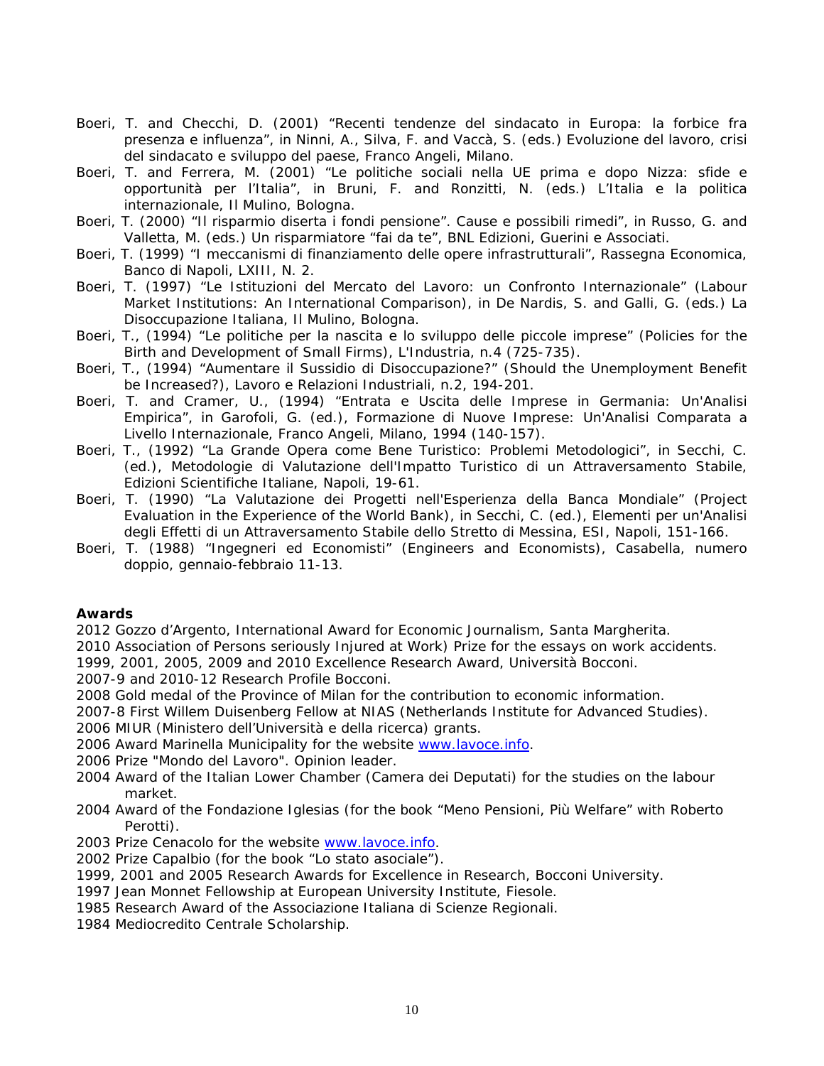- Boeri, T. and Checchi, D. (2001) "Recenti tendenze del sindacato in Europa: la forbice fra presenza e influenza", in Ninni, A., Silva, F. and Vaccà, S. (eds.) Evoluzione del lavoro, crisi del sindacato e sviluppo del paese, Franco Angeli, Milano.
- Boeri, T. and Ferrera, M. (2001) "Le politiche sociali nella UE prima e dopo Nizza: sfide e opportunità per l'Italia", in Bruni, F. and Ronzitti, N. (eds.) L'Italia e la politica internazionale, Il Mulino, Bologna.
- Boeri, T. (2000) "Il risparmio diserta i fondi pensione". Cause e possibili rimedi", in Russo, G. and Valletta, M. (eds.) Un risparmiatore "fai da te", BNL Edizioni, Guerini e Associati.
- Boeri, T. (1999) "I meccanismi di finanziamento delle opere infrastrutturali", Rassegna Economica, Banco di Napoli, LXIII, N. 2.
- Boeri, T. (1997) "Le Istituzioni del Mercato del Lavoro: un Confronto Internazionale" (Labour Market Institutions: An International Comparison), in De Nardis, S. and Galli, G. (eds.) La Disoccupazione Italiana, Il Mulino, Bologna.
- Boeri, T., (1994) "Le politiche per la nascita e lo sviluppo delle piccole imprese" (Policies for the Birth and Development of Small Firms), L'Industria, n.4 (725-735).
- Boeri, T., (1994) "Aumentare il Sussidio di Disoccupazione?" (Should the Unemployment Benefit be Increased?), Lavoro e Relazioni Industriali, n.2, 194-201.
- Boeri, T. and Cramer, U., (1994) "Entrata e Uscita delle Imprese in Germania: Un'Analisi Empirica", in Garofoli, G. (ed.), Formazione di Nuove Imprese: Un'Analisi Comparata a Livello Internazionale, Franco Angeli, Milano, 1994 (140-157).
- Boeri, T., (1992) "La Grande Opera come Bene Turistico: Problemi Metodologici", in Secchi, C. (ed.), Metodologie di Valutazione dell'Impatto Turistico di un Attraversamento Stabile, Edizioni Scientifiche Italiane, Napoli, 19-61.
- Boeri, T. (1990) "La Valutazione dei Progetti nell'Esperienza della Banca Mondiale" (Project Evaluation in the Experience of the World Bank), in Secchi, C. (ed.), Elementi per un'Analisi degli Effetti di un Attraversamento Stabile dello Stretto di Messina, ESI, Napoli, 151-166.
- Boeri, T. (1988) "Ingegneri ed Economisti" (Engineers and Economists), Casabella, numero doppio, gennaio-febbraio 11-13.

**Awards**

2012 Gozzo d'Argento, International Award for Economic Journalism, Santa Margherita.
2010 Association of Persons seriously Injured at Work) Prize for the essays on work accidents.
1999, 2001, 2005, 2009 and 2010 Excellence Research Award, Università Bocconi.
2007-9 and 2010-12 Research Profile Bocconi.
2008 Gold medal of the Province of Milan for the contribution to economic information.
2007-8 First Willem Duisenberg Fellow at NIAS (Netherlands Institute for Advanced Studies).
2006 MIUR (Ministero dell'Università e della ricerca) grants.
2006 Award Marinella Municipality for the website www.lavoce.info.
2006 Prize "Mondo del Lavoro". Opinion leader.
2004 Award of the Italian Lower Chamber (Camera dei Deputati) for the studies on the labour market.
2004 Award of the Fondazione Iglesias (for the book "Meno Pensioni, Più Welfare" with Roberto Perotti).
2003 Prize Cenacolo for the website www.lavoce.info.
2002 Prize Capalbio (for the book "Lo stato asociale").
1999, 2001 and 2005 Research Awards for Excellence in Research, Bocconi University.
1997 Jean Monnet Fellowship at European University Institute, Fiesole.
1985 Research Award of the Associazione Italiana di Scienze Regionali.
1984 Mediocredito Centrale Scholarship.